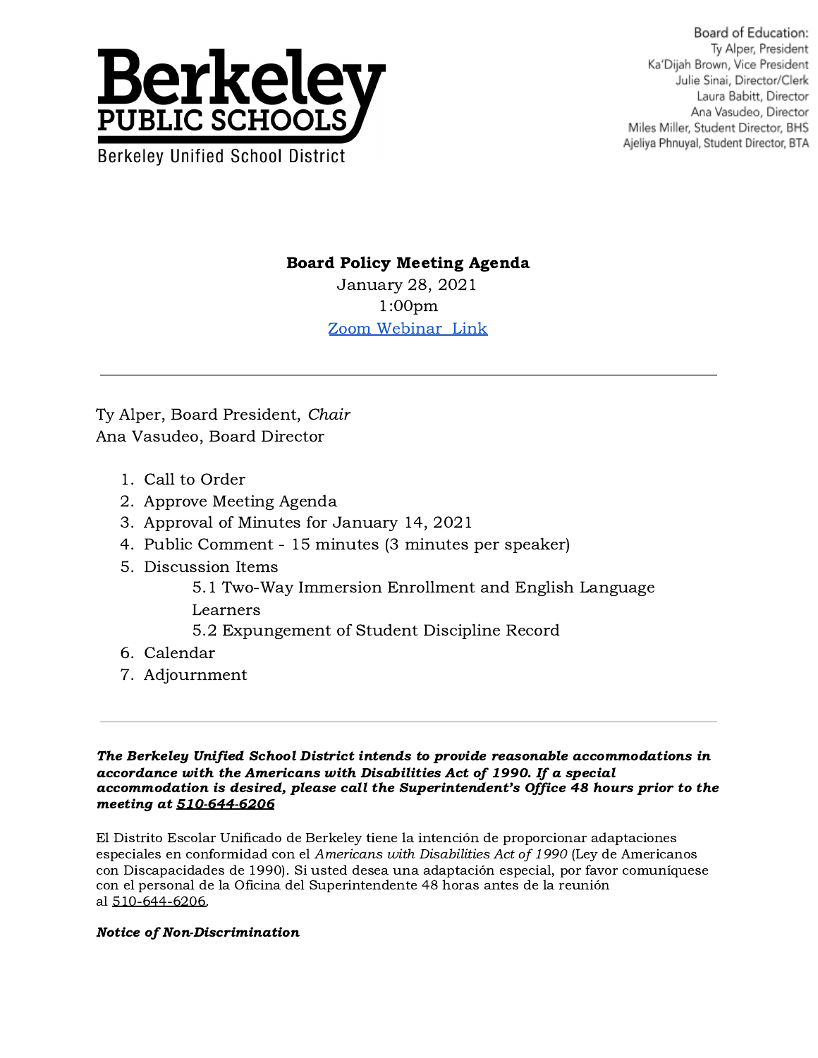# Berkeley PUBLIC SCHOOLS

Berkeley Unified School District

Board of Education:
Ty Alper, President
Ka'Dijah Brown, Vice President
Julie Sinai, Director/Clerk
Laura Babitt, Director
Ana Vasudeo, Director
Miles Miller, Student Director, BHS
Ajeliya Phnuyal, Student Director, BTA

**Board Policy Meeting Agenda**
January 28, 2021
1:00pm
[Zoom Webinar Link]

---

Ty Alper, Board President, *Chair*
Ana Vasudeo, Board Director

1. Call to Order
2. Approve Meeting Agenda
3. Approval of Minutes for January 14, 2021
4. Public Comment - 15 minutes (3 minutes per speaker)
5. Discussion Items
   - 5.1 Two-Way Immersion Enrollment and English Language Learners
   - 5.2 Expungement of Student Discipline Record
6. Calendar
7. Adjournment

---

***The Berkeley Unified School District intends to provide reasonable accommodations in accordance with the Americans with Disabilities Act of 1990. If a special accommodation is desired, please call the Superintendent's Office 48 hours prior to the meeting at 510-644-6206***

El Distrito Escolar Unificado de Berkeley tiene la intención de proporcionar adaptaciones especiales en conformidad con el *Americans with Disabilities Act of 1990* (Ley de Americanos con Discapacidades de 1990). Si usted desea una adaptación especial, por favor comuníquese con el personal de la Oficina del Superintendente 48 horas antes de la reunión al 510-644-6206.

***Notice of Non-Discrimination***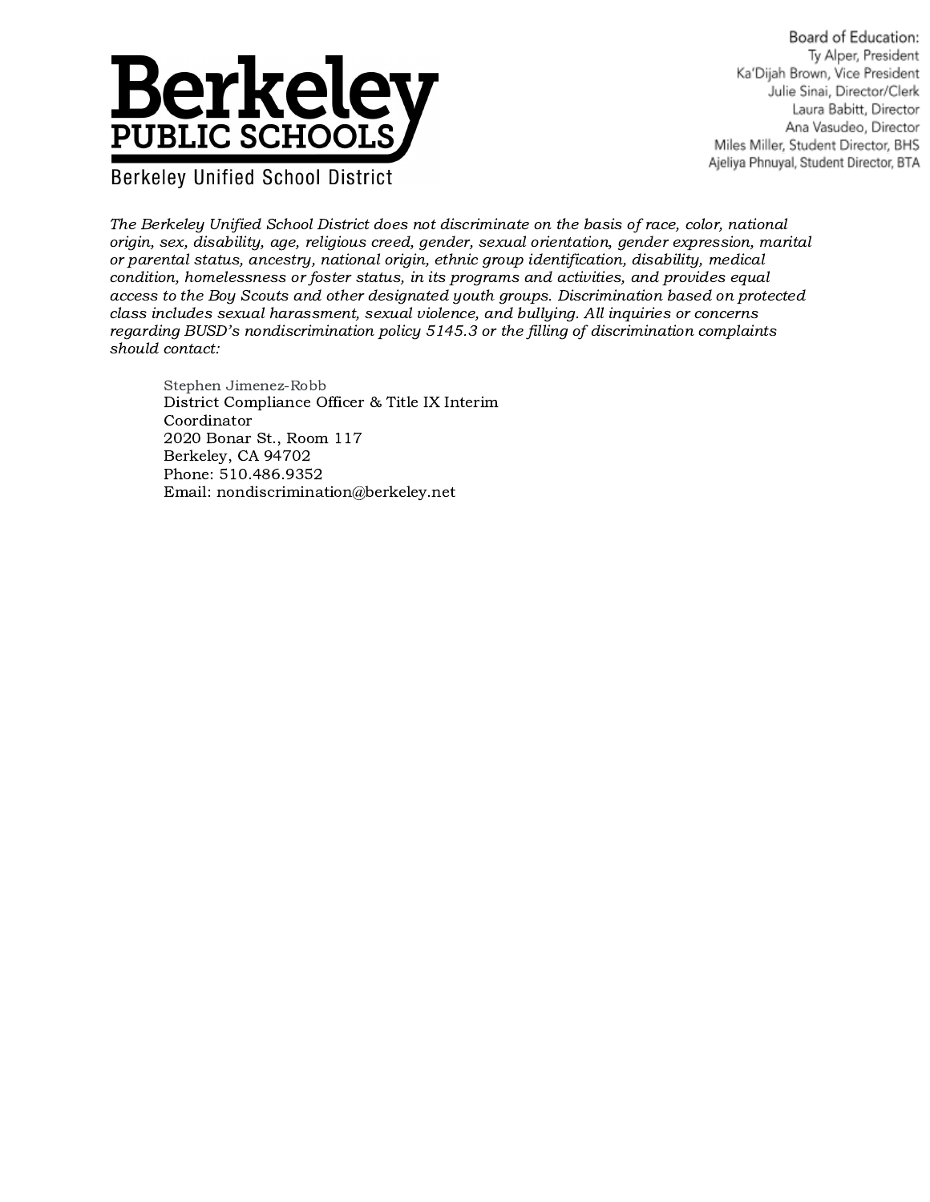**Berkeley**
**PUBLIC SCHOOLS**
Berkeley Unified School District

Board of Education:
Ty Alper, President
Ka'Dijah Brown, Vice President
Julie Sinai, Director/Clerk
Laura Babitt, Director
Ana Vasudeo, Director
Miles Miller, Student Director, BHS
Ajeliya Phnuyal, Student Director, BTA

*The Berkeley Unified School District does not discriminate on the basis of race, color, national origin, sex, disability, age, religious creed, gender, sexual orientation, gender expression, marital or parental status, ancestry, national origin, ethnic group identification, disability, medical condition, homelessness or foster status, in its programs and activities, and provides equal access to the Boy Scouts and other designated youth groups. Discrimination based on protected class includes sexual harassment, sexual violence, and bullying. All inquiries or concerns regarding BUSD's nondiscrimination policy 5145.3 or the filling of discrimination complaints should contact:*

> Stephen Jimenez-Robb
> District Compliance Officer & Title IX Interim Coordinator
> 2020 Bonar St., Room 117
> Berkeley, CA 94702
> Phone: 510.486.9352
> Email: nondiscrimination@berkeley.net